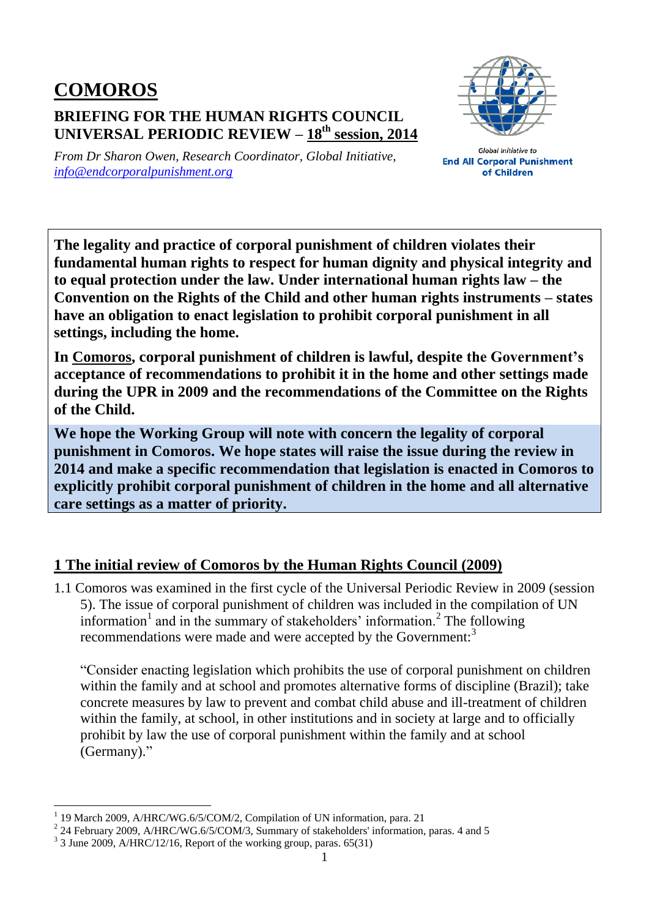# COMOROS

## BRIEFING FOR THE HUMAN RIGHTS COUNCIL UNIVERSAL PERIODIC REVIEW – 18th session, 2014

*From Dr Sharon Owen, Research Coordinator, Global Initiative, info@endcorporalpunishment.org*

Global Initiative to **End All Corporal Punishment of Children**

**The legality and practice of corporal punishment of children violates their fundamental human rights to respect for human dignity and physical integrity and to equal protection under the law. Under international human rights law – the Convention on the Rights of the Child and other human rights instruments – states have an obligation to enact legislation to prohibit corporal punishment in all settings, including the home.**

**In Comoros, corporal punishment of children is lawful, despite the Government's acceptance of recommendations to prohibit it in the home and other settings made during the UPR in 2009 and the recommendations of the Committee on the Rights of the Child.**

**We hope the Working Group will note with concern the legality of corporal punishment in Comoros. We hope states will raise the issue during the review in 2014 and make a specific recommendation that legislation is enacted in Comoros to explicitly prohibit corporal punishment of children in the home and all alternative care settings as a matter of priority.**

## 1 The initial review of Comoros by the Human Rights Council (2009)

1.1 Comoros was examined in the first cycle of the Universal Periodic Review in 2009 (session 5). The issue of corporal punishment of children was included in the compilation of UN information[1] and in the summary of stakeholders' information.[2] The following recommendations were made and were accepted by the Government:[3]

"Consider enacting legislation which prohibits the use of corporal punishment on children within the family and at school and promotes alternative forms of discipline (Brazil); take concrete measures by law to prevent and combat child abuse and ill-treatment of children within the family, at school, in other institutions and in society at large and to officially prohibit by law the use of corporal punishment within the family and at school (Germany)."

---

[1] 19 March 2009, A/HRC/WG.6/5/COM/2, Compilation of UN information, para. 21

[2] 24 February 2009, A/HRC/WG.6/5/COM/3, Summary of stakeholders' information, paras. 4 and 5

[3] 3 June 2009, A/HRC/12/16, Report of the working group, paras. 65(31)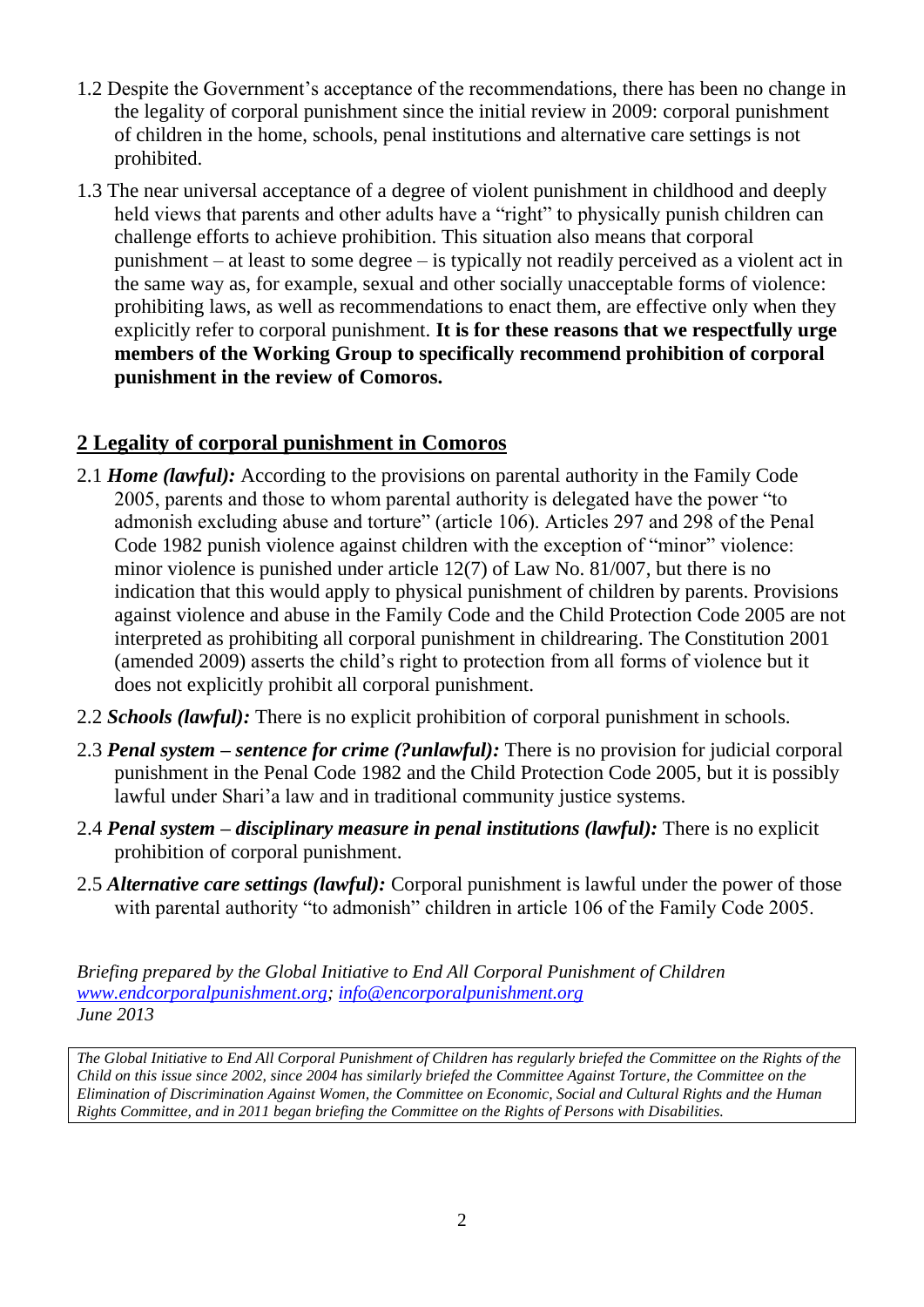1.2 Despite the Government's acceptance of the recommendations, there has been no change in the legality of corporal punishment since the initial review in 2009: corporal punishment of children in the home, schools, penal institutions and alternative care settings is not prohibited.

1.3 The near universal acceptance of a degree of violent punishment in childhood and deeply held views that parents and other adults have a "right" to physically punish children can challenge efforts to achieve prohibition. This situation also means that corporal punishment – at least to some degree – is typically not readily perceived as a violent act in the same way as, for example, sexual and other socially unacceptable forms of violence: prohibiting laws, as well as recommendations to enact them, are effective only when they explicitly refer to corporal punishment. **It is for these reasons that we respectfully urge members of the Working Group to specifically recommend prohibition of corporal punishment in the review of Comoros.**

## 2 Legality of corporal punishment in Comoros

2.1 ***Home (lawful):*** According to the provisions on parental authority in the Family Code 2005, parents and those to whom parental authority is delegated have the power "to admonish excluding abuse and torture" (article 106). Articles 297 and 298 of the Penal Code 1982 punish violence against children with the exception of "minor" violence: minor violence is punished under article 12(7) of Law No. 81/007, but there is no indication that this would apply to physical punishment of children by parents. Provisions against violence and abuse in the Family Code and the Child Protection Code 2005 are not interpreted as prohibiting all corporal punishment in childrearing. The Constitution 2001 (amended 2009) asserts the child's right to protection from all forms of violence but it does not explicitly prohibit all corporal punishment.

2.2 ***Schools (lawful):*** There is no explicit prohibition of corporal punishment in schools.

2.3 ***Penal system – sentence for crime (?unlawful):*** There is no provision for judicial corporal punishment in the Penal Code 1982 and the Child Protection Code 2005, but it is possibly lawful under Shari'a law and in traditional community justice systems.

2.4 ***Penal system – disciplinary measure in penal institutions (lawful):*** There is no explicit prohibition of corporal punishment.

2.5 ***Alternative care settings (lawful):*** Corporal punishment is lawful under the power of those with parental authority "to admonish" children in article 106 of the Family Code 2005.

*Briefing prepared by the Global Initiative to End All Corporal Punishment of Children*
*www.endcorporalpunishment.org; info@encorporalpunishment.org*
*June 2013*

*The Global Initiative to End All Corporal Punishment of Children has regularly briefed the Committee on the Rights of the Child on this issue since 2002, since 2004 has similarly briefed the Committee Against Torture, the Committee on the Elimination of Discrimination Against Women, the Committee on Economic, Social and Cultural Rights and the Human Rights Committee, and in 2011 began briefing the Committee on the Rights of Persons with Disabilities.*